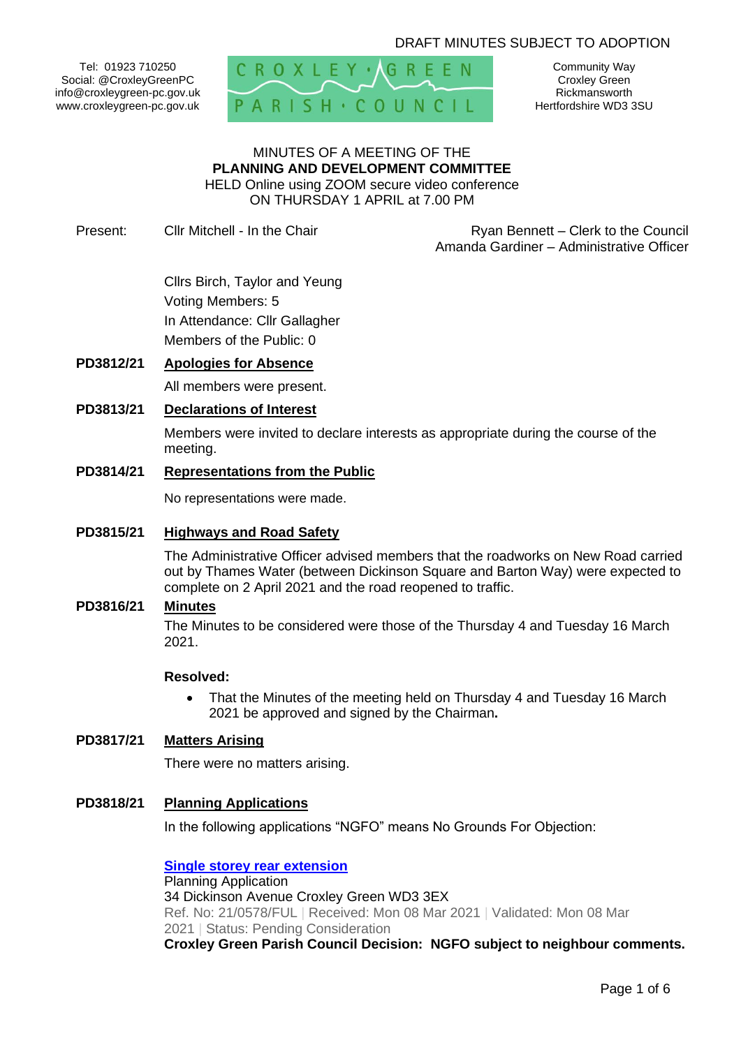DRAFT MINUTES SUBJECT TO ADOPTION

Tel: 01923 710250
Social: @CroxleyGreenPC
info@croxleygreen-pc.gov.uk
www.croxleygreen-pc.gov.uk

CROXLEY GREEN PARISH COUNCIL

Community Way
Croxley Green
Rickmansworth
Hertfordshire WD3 3SU

MINUTES OF A MEETING OF THE
**PLANNING AND DEVELOPMENT COMMITTEE**
HELD Online using ZOOM secure video conference
ON THURSDAY 1 APRIL at 7.00 PM

Present: Cllr Mitchell - In the Chair

Ryan Bennett – Clerk to the Council
Amanda Gardiner – Administrative Officer

Cllrs Birch, Taylor and Yeung
Voting Members: 5
In Attendance: Cllr Gallagher
Members of the Public: 0

**PD3812/21 Apologies for Absence**

All members were present.

**PD3813/21 Declarations of Interest**

Members were invited to declare interests as appropriate during the course of the meeting.

**PD3814/21 Representations from the Public**

No representations were made.

**PD3815/21 Highways and Road Safety**

The Administrative Officer advised members that the roadworks on New Road carried out by Thames Water (between Dickinson Square and Barton Way) were expected to complete on 2 April 2021 and the road reopened to traffic.

**PD3816/21 Minutes**

The Minutes to be considered were those of the Thursday 4 and Tuesday 16 March 2021.

**Resolved:**

- That the Minutes of the meeting held on Thursday 4 and Tuesday 16 March 2021 be approved and signed by the Chairman**.**

**PD3817/21 Matters Arising**

There were no matters arising.

**PD3818/21 Planning Applications**

In the following applications "NGFO" means No Grounds For Objection:

**Single storey rear extension**
Planning Application
34 Dickinson Avenue Croxley Green WD3 3EX
Ref. No: 21/0578/FUL | Received: Mon 08 Mar 2021 | Validated: Mon 08 Mar 2021 | Status: Pending Consideration
**Croxley Green Parish Council Decision: NGFO subject to neighbour comments.**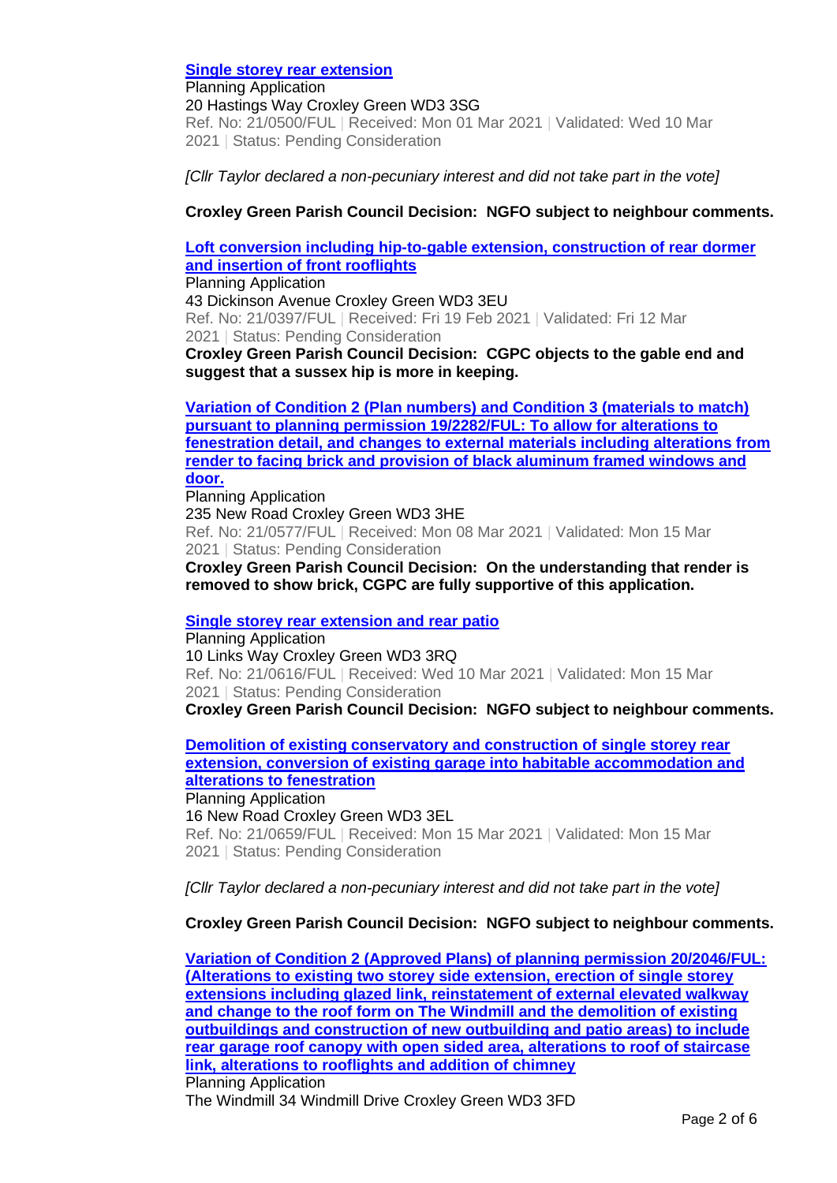**Single storey rear extension**
Planning Application
20 Hastings Way Croxley Green WD3 3SG
Ref. No: 21/0500/FUL | Received: Mon 01 Mar 2021 | Validated: Wed 10 Mar 2021 | Status: Pending Consideration

*[Cllr Taylor declared a non-pecuniary interest and did not take part in the vote]*

**Croxley Green Parish Council Decision: NGFO subject to neighbour comments.**

**Loft conversion including hip-to-gable extension, construction of rear dormer and insertion of front rooflights**
Planning Application
43 Dickinson Avenue Croxley Green WD3 3EU
Ref. No: 21/0397/FUL | Received: Fri 19 Feb 2021 | Validated: Fri 12 Mar 2021 | Status: Pending Consideration
**Croxley Green Parish Council Decision: CGPC objects to the gable end and suggest that a sussex hip is more in keeping.**

**Variation of Condition 2 (Plan numbers) and Condition 3 (materials to match) pursuant to planning permission 19/2282/FUL: To allow for alterations to fenestration detail, and changes to external materials including alterations from render to facing brick and provision of black aluminum framed windows and door.**
Planning Application
235 New Road Croxley Green WD3 3HE
Ref. No: 21/0577/FUL | Received: Mon 08 Mar 2021 | Validated: Mon 15 Mar 2021 | Status: Pending Consideration
**Croxley Green Parish Council Decision: On the understanding that render is removed to show brick, CGPC are fully supportive of this application.**

**Single storey rear extension and rear patio**
Planning Application
10 Links Way Croxley Green WD3 3RQ
Ref. No: 21/0616/FUL | Received: Wed 10 Mar 2021 | Validated: Mon 15 Mar 2021 | Status: Pending Consideration
**Croxley Green Parish Council Decision: NGFO subject to neighbour comments.**

**Demolition of existing conservatory and construction of single storey rear extension, conversion of existing garage into habitable accommodation and alterations to fenestration**
Planning Application
16 New Road Croxley Green WD3 3EL
Ref. No: 21/0659/FUL | Received: Mon 15 Mar 2021 | Validated: Mon 15 Mar 2021 | Status: Pending Consideration

*[Cllr Taylor declared a non-pecuniary interest and did not take part in the vote]*

**Croxley Green Parish Council Decision: NGFO subject to neighbour comments.**

**Variation of Condition 2 (Approved Plans) of planning permission 20/2046/FUL: (Alterations to existing two storey side extension, erection of single storey extensions including glazed link, reinstatement of external elevated walkway and change to the roof form on The Windmill and the demolition of existing outbuildings and construction of new outbuilding and patio areas) to include rear garage roof canopy with open sided area, alterations to roof of staircase link, alterations to rooflights and addition of chimney**
Planning Application
The Windmill 34 Windmill Drive Croxley Green WD3 3FD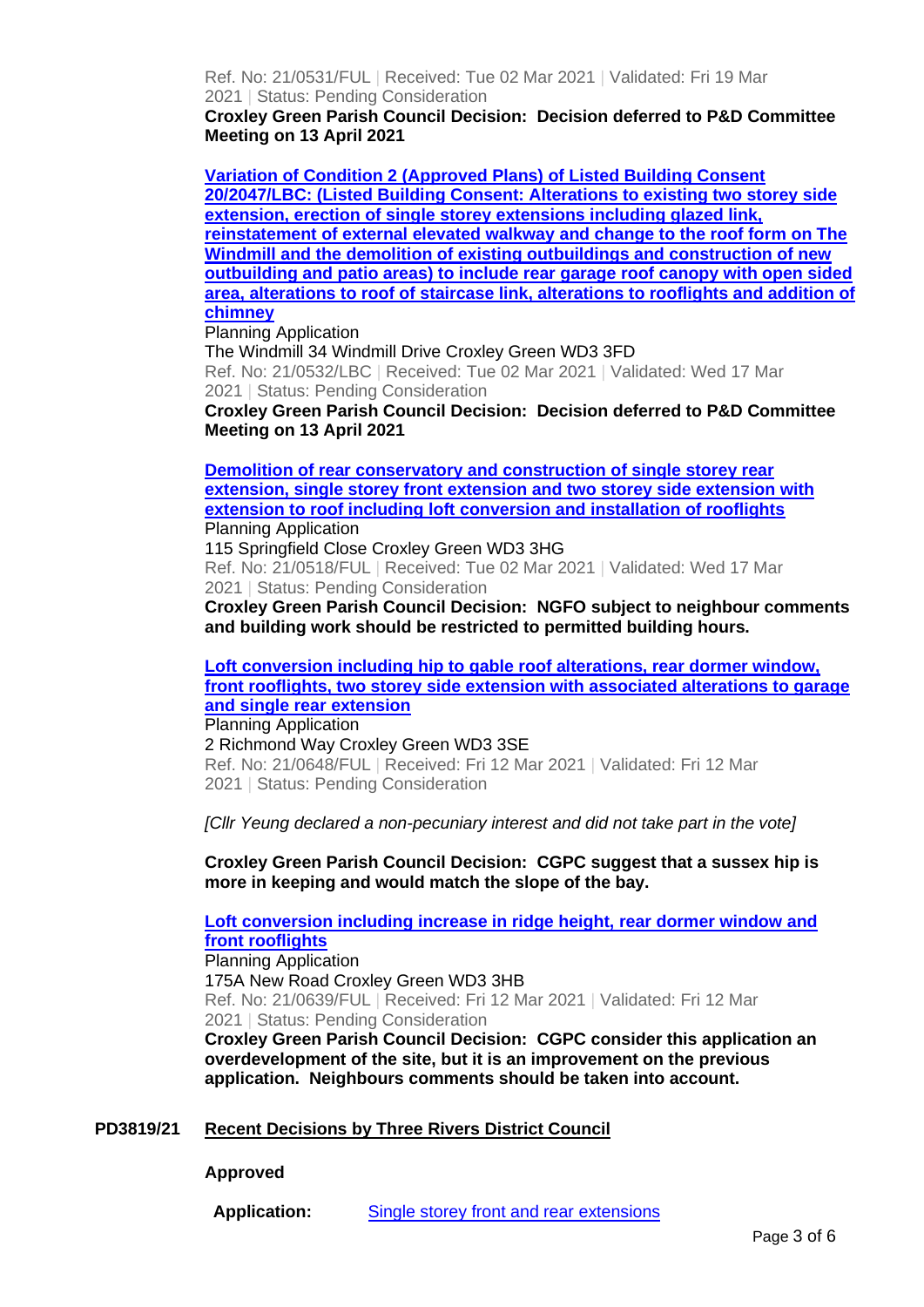Ref. No: 21/0531/FUL | Received: Tue 02 Mar 2021 | Validated: Fri 19 Mar 2021 | Status: Pending Consideration

**Croxley Green Parish Council Decision: Decision deferred to P&D Committee Meeting on 13 April 2021**

**Variation of Condition 2 (Approved Plans) of Listed Building Consent 20/2047/LBC: (Listed Building Consent: Alterations to existing two storey side extension, erection of single storey extensions including glazed link, reinstatement of external elevated walkway and change to the roof form on The Windmill and the demolition of existing outbuildings and construction of new outbuilding and patio areas) to include rear garage roof canopy with open sided area, alterations to roof of staircase link, alterations to rooflights and addition of chimney**

Planning Application

The Windmill 34 Windmill Drive Croxley Green WD3 3FD

Ref. No: 21/0532/LBC | Received: Tue 02 Mar 2021 | Validated: Wed 17 Mar 2021 | Status: Pending Consideration

**Croxley Green Parish Council Decision: Decision deferred to P&D Committee Meeting on 13 April 2021**

**Demolition of rear conservatory and construction of single storey rear extension, single storey front extension and two storey side extension with extension to roof including loft conversion and installation of rooflights**

Planning Application

115 Springfield Close Croxley Green WD3 3HG

Ref. No: 21/0518/FUL | Received: Tue 02 Mar 2021 | Validated: Wed 17 Mar 2021 | Status: Pending Consideration

**Croxley Green Parish Council Decision: NGFO subject to neighbour comments and building work should be restricted to permitted building hours.**

**Loft conversion including hip to gable roof alterations, rear dormer window, front rooflights, two storey side extension with associated alterations to garage and single rear extension**

Planning Application

2 Richmond Way Croxley Green WD3 3SE

Ref. No: 21/0648/FUL | Received: Fri 12 Mar 2021 | Validated: Fri 12 Mar 2021 | Status: Pending Consideration

*[Cllr Yeung declared a non-pecuniary interest and did not take part in the vote]*

**Croxley Green Parish Council Decision: CGPC suggest that a sussex hip is more in keeping and would match the slope of the bay.**

**Loft conversion including increase in ridge height, rear dormer window and front rooflights**

Planning Application

175A New Road Croxley Green WD3 3HB

Ref. No: 21/0639/FUL | Received: Fri 12 Mar 2021 | Validated: Fri 12 Mar 2021 | Status: Pending Consideration

**Croxley Green Parish Council Decision: CGPC consider this application an overdevelopment of the site, but it is an improvement on the previous application. Neighbours comments should be taken into account.**

## PD3819/21 Recent Decisions by Three Rivers District Council

**Approved**

**Application:** Single storey front and rear extensions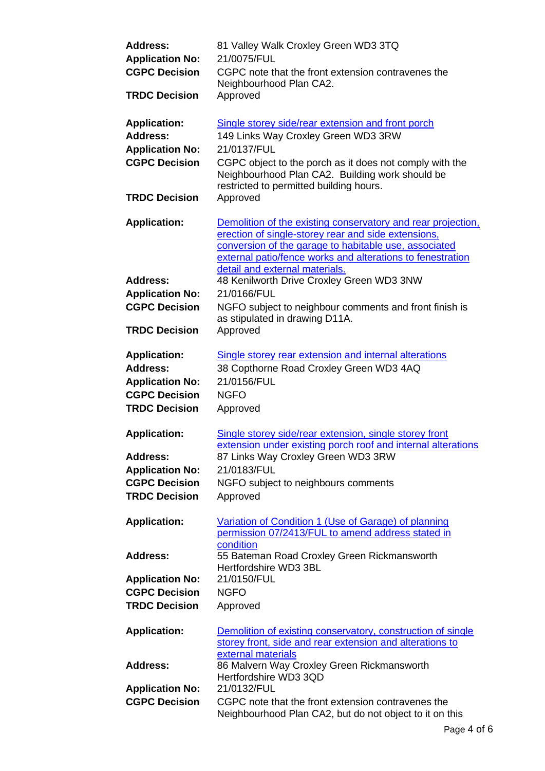**Address:** 81 Valley Walk Croxley Green WD3 3TQ
**Application No:** 21/0075/FUL
**CGPC Decision** CGPC note that the front extension contravenes the Neighbourhood Plan CA2.
**TRDC Decision** Approved

**Application:** Single storey side/rear extension and front porch
**Address:** 149 Links Way Croxley Green WD3 3RW
**Application No:** 21/0137/FUL
**CGPC Decision** CGPC object to the porch as it does not comply with the Neighbourhood Plan CA2. Building work should be restricted to permitted building hours.
**TRDC Decision** Approved

**Application:** Demolition of the existing conservatory and rear projection, erection of single-storey rear and side extensions, conversion of the garage to habitable use, associated external patio/fence works and alterations to fenestration detail and external materials.
**Address:** 48 Kenilworth Drive Croxley Green WD3 3NW
**Application No:** 21/0166/FUL
**CGPC Decision** NGFO subject to neighbour comments and front finish is as stipulated in drawing D11A.
**TRDC Decision** Approved

**Application:** Single storey rear extension and internal alterations
**Address:** 38 Copthorne Road Croxley Green WD3 4AQ
**Application No:** 21/0156/FUL
**CGPC Decision** NGFO
**TRDC Decision** Approved

**Application:** Single storey side/rear extension, single storey front extension under existing porch roof and internal alterations
**Address:** 87 Links Way Croxley Green WD3 3RW
**Application No:** 21/0183/FUL
**CGPC Decision** NGFO subject to neighbours comments
**TRDC Decision** Approved

**Application:** Variation of Condition 1 (Use of Garage) of planning permission 07/2413/FUL to amend address stated in condition
**Address:** 55 Bateman Road Croxley Green Rickmansworth Hertfordshire WD3 3BL
**Application No:** 21/0150/FUL
**CGPC Decision** NGFO
**TRDC Decision** Approved

**Application:** Demolition of existing conservatory, construction of single storey front, side and rear extension and alterations to external materials
**Address:** 86 Malvern Way Croxley Green Rickmansworth Hertfordshire WD3 3QD
**Application No:** 21/0132/FUL
**CGPC Decision** CGPC note that the front extension contravenes the Neighbourhood Plan CA2, but do not object to it on this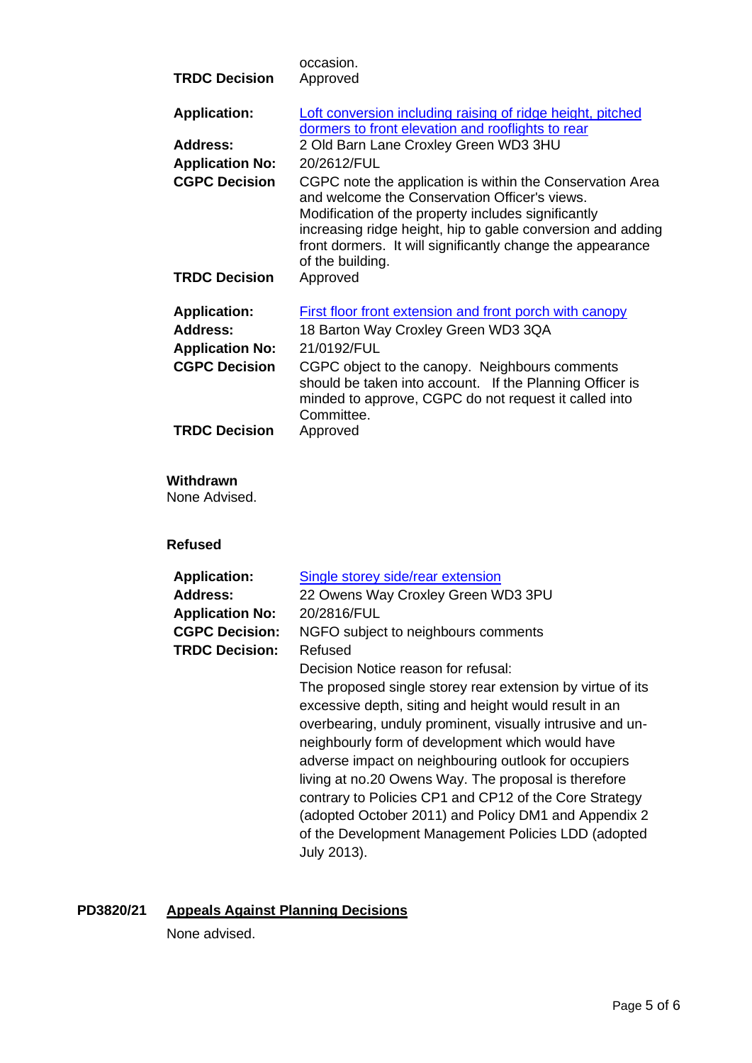| | |
|---|---|
| | occasion. |
| **TRDC Decision** | Approved |

| | |
|---|---|
| **Application:** | Loft conversion including raising of ridge height, pitched dormers to front elevation and rooflights to rear |
| **Address:** | 2 Old Barn Lane Croxley Green WD3 3HU |
| **Application No:** | 20/2612/FUL |
| **CGPC Decision** | CGPC note the application is within the Conservation Area and welcome the Conservation Officer's views. Modification of the property includes significantly increasing ridge height, hip to gable conversion and adding front dormers. It will significantly change the appearance of the building. |
| **TRDC Decision** | Approved |

| | |
|---|---|
| **Application:** | First floor front extension and front porch with canopy |
| **Address:** | 18 Barton Way Croxley Green WD3 3QA |
| **Application No:** | 21/0192/FUL |
| **CGPC Decision** | CGPC object to the canopy. Neighbours comments should be taken into account. If the Planning Officer is minded to approve, CGPC do not request it called into Committee. |
| **TRDC Decision** | Approved |

**Withdrawn**

None Advised.

**Refused**

| | |
|---|---|
| **Application:** | Single storey side/rear extension |
| **Address:** | 22 Owens Way Croxley Green WD3 3PU |
| **Application No:** | 20/2816/FUL |
| **CGPC Decision:** | NGFO subject to neighbours comments |
| **TRDC Decision:** | Refused<br>Decision Notice reason for refusal:<br>The proposed single storey rear extension by virtue of its excessive depth, siting and height would result in an overbearing, unduly prominent, visually intrusive and un-neighbourly form of development which would have adverse impact on neighbouring outlook for occupiers living at no.20 Owens Way. The proposal is therefore contrary to Policies CP1 and CP12 of the Core Strategy (adopted October 2011) and Policy DM1 and Appendix 2 of the Development Management Policies LDD (adopted July 2013). |

**PD3820/21 Appeals Against Planning Decisions**

None advised.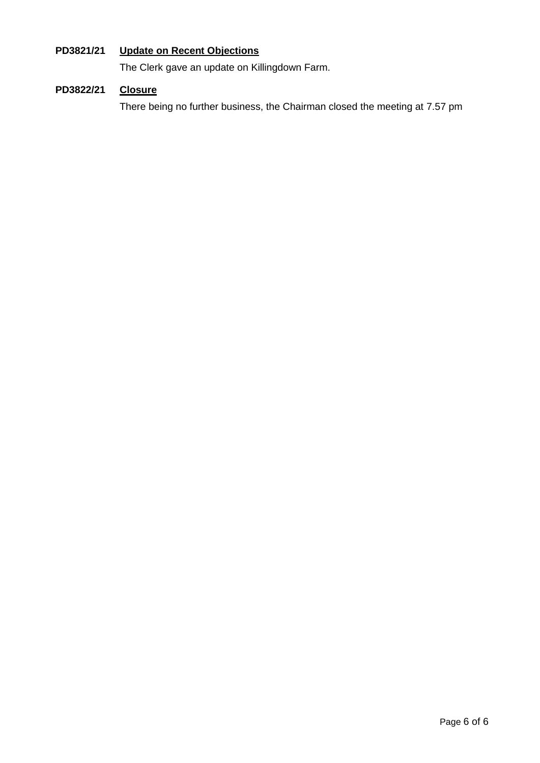**PD3821/21** **Update on Recent Objections**

The Clerk gave an update on Killingdown Farm.

**PD3822/21** **Closure**

There being no further business, the Chairman closed the meeting at 7.57 pm